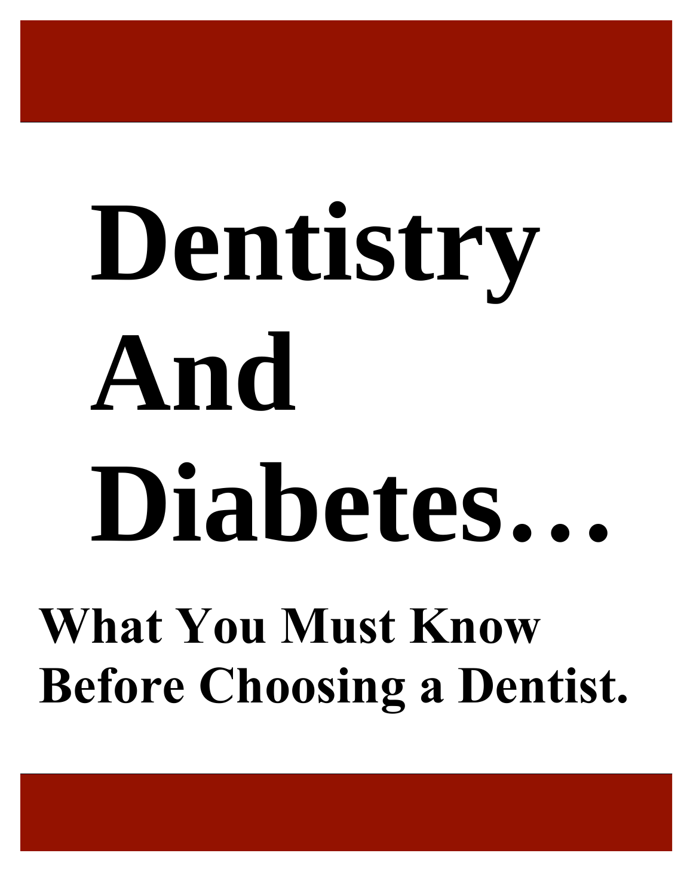# Dentistry And Diabetes…

## What You Must Know Before Choosing a Dentist.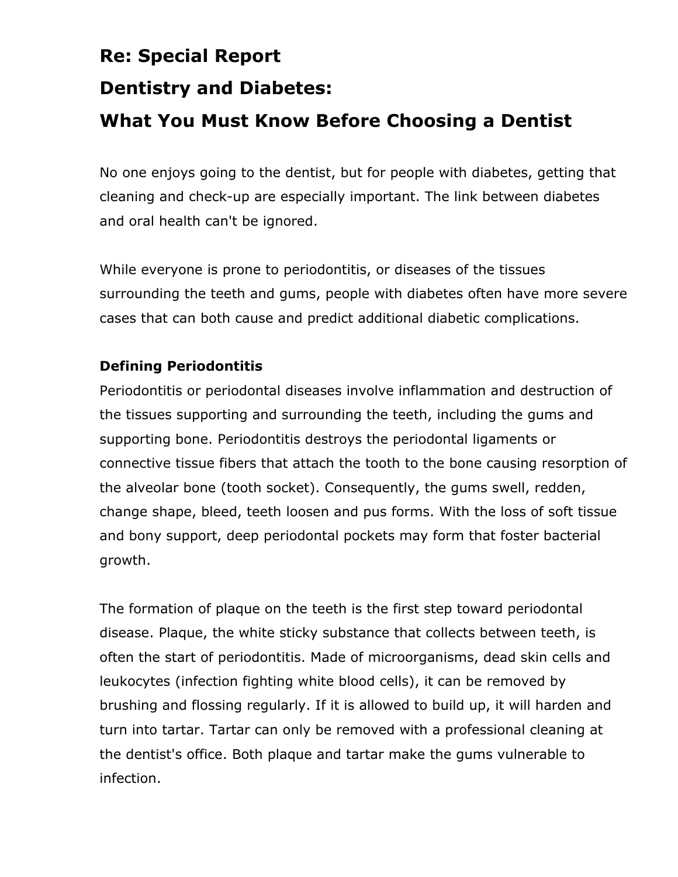# Re: Special Report

# Dentistry and Diabetes:

# What You Must Know Before Choosing a Dentist

No one enjoys going to the dentist, but for people with diabetes, getting that cleaning and check-up are especially important. The link between diabetes and oral health can't be ignored.

While everyone is prone to periodontitis, or diseases of the tissues surrounding the teeth and gums, people with diabetes often have more severe cases that can both cause and predict additional diabetic complications.

**Defining Periodontitis**

Periodontitis or periodontal diseases involve inflammation and destruction of the tissues supporting and surrounding the teeth, including the gums and supporting bone. Periodontitis destroys the periodontal ligaments or connective tissue fibers that attach the tooth to the bone causing resorption of the alveolar bone (tooth socket). Consequently, the gums swell, redden, change shape, bleed, teeth loosen and pus forms. With the loss of soft tissue and bony support, deep periodontal pockets may form that foster bacterial growth.

The formation of plaque on the teeth is the first step toward periodontal disease. Plaque, the white sticky substance that collects between teeth, is often the start of periodontitis. Made of microorganisms, dead skin cells and leukocytes (infection fighting white blood cells), it can be removed by brushing and flossing regularly. If it is allowed to build up, it will harden and turn into tartar. Tartar can only be removed with a professional cleaning at the dentist's office. Both plaque and tartar make the gums vulnerable to infection.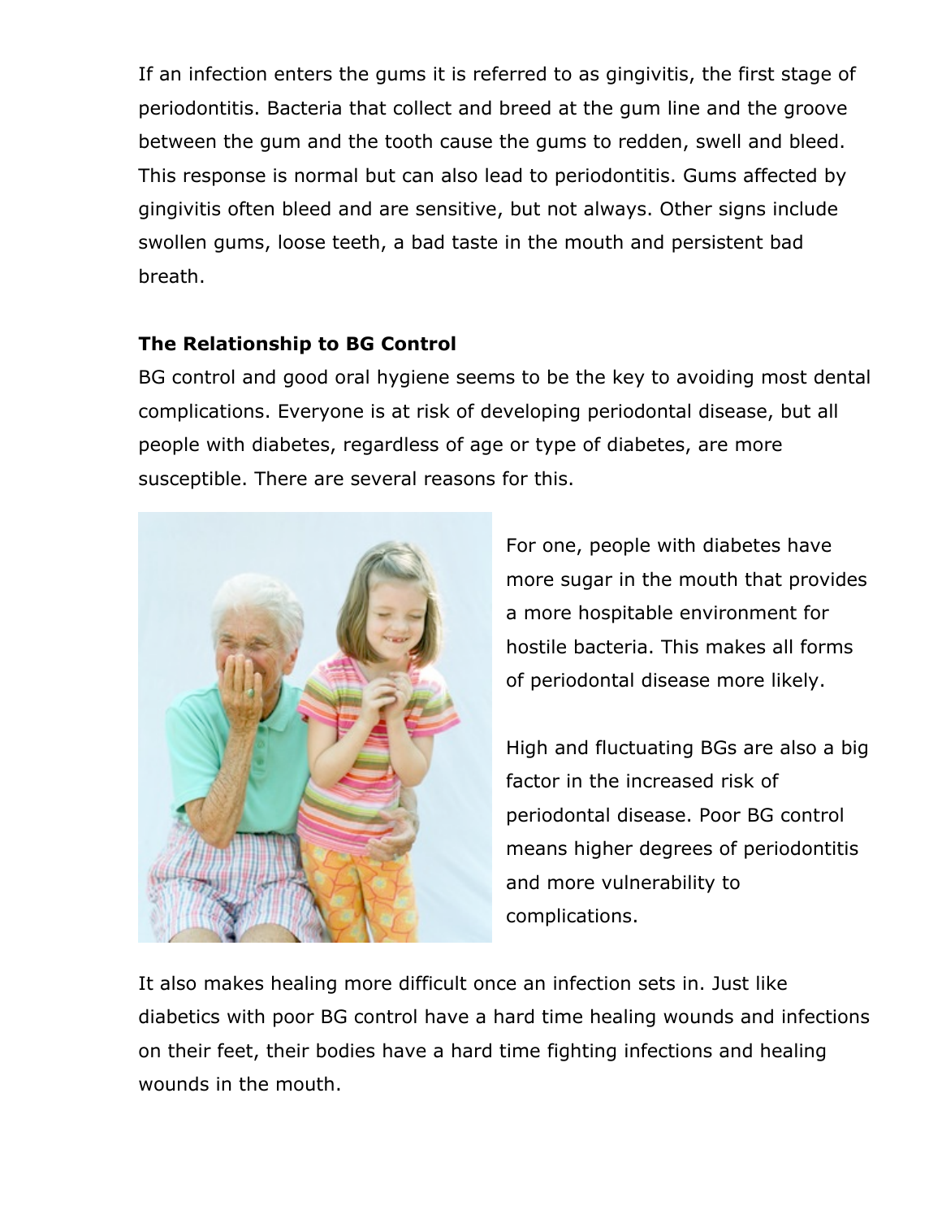If an infection enters the gums it is referred to as gingivitis, the first stage of periodontitis. Bacteria that collect and breed at the gum line and the groove between the gum and the tooth cause the gums to redden, swell and bleed. This response is normal but can also lead to periodontitis. Gums affected by gingivitis often bleed and are sensitive, but not always. Other signs include swollen gums, loose teeth, a bad taste in the mouth and persistent bad breath.

**The Relationship to BG Control**

BG control and good oral hygiene seems to be the key to avoiding most dental complications. Everyone is at risk of developing periodontal disease, but all people with diabetes, regardless of age or type of diabetes, are more susceptible. There are several reasons for this.

For one, people with diabetes have more sugar in the mouth that provides a more hospitable environment for hostile bacteria. This makes all forms of periodontal disease more likely.

High and fluctuating BGs are also a big factor in the increased risk of periodontal disease. Poor BG control means higher degrees of periodontitis and more vulnerability to complications.

It also makes healing more difficult once an infection sets in. Just like diabetics with poor BG control have a hard time healing wounds and infections on their feet, their bodies have a hard time fighting infections and healing wounds in the mouth.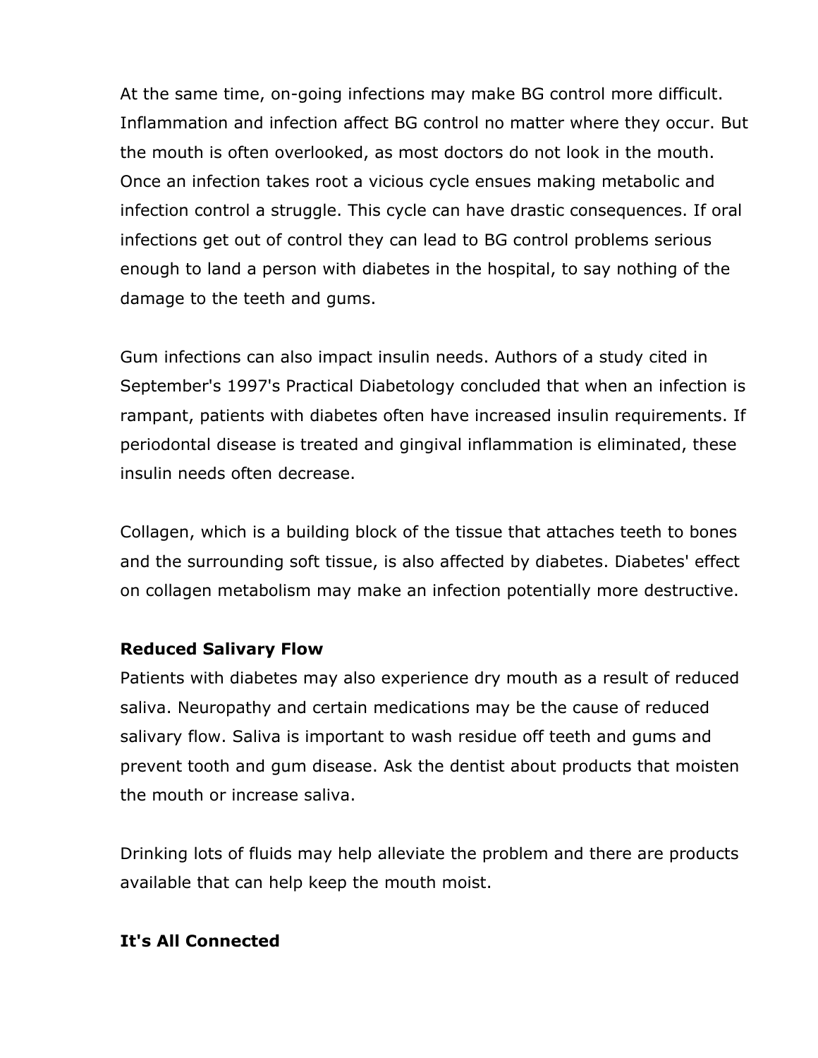At the same time, on-going infections may make BG control more difficult. Inflammation and infection affect BG control no matter where they occur. But the mouth is often overlooked, as most doctors do not look in the mouth. Once an infection takes root a vicious cycle ensues making metabolic and infection control a struggle. This cycle can have drastic consequences. If oral infections get out of control they can lead to BG control problems serious enough to land a person with diabetes in the hospital, to say nothing of the damage to the teeth and gums.

Gum infections can also impact insulin needs. Authors of a study cited in September's 1997's Practical Diabetology concluded that when an infection is rampant, patients with diabetes often have increased insulin requirements. If periodontal disease is treated and gingival inflammation is eliminated, these insulin needs often decrease.

Collagen, which is a building block of the tissue that attaches teeth to bones and the surrounding soft tissue, is also affected by diabetes. Diabetes' effect on collagen metabolism may make an infection potentially more destructive.

**Reduced Salivary Flow**

Patients with diabetes may also experience dry mouth as a result of reduced saliva. Neuropathy and certain medications may be the cause of reduced salivary flow. Saliva is important to wash residue off teeth and gums and prevent tooth and gum disease. Ask the dentist about products that moisten the mouth or increase saliva.

Drinking lots of fluids may help alleviate the problem and there are products available that can help keep the mouth moist.

**It's All Connected**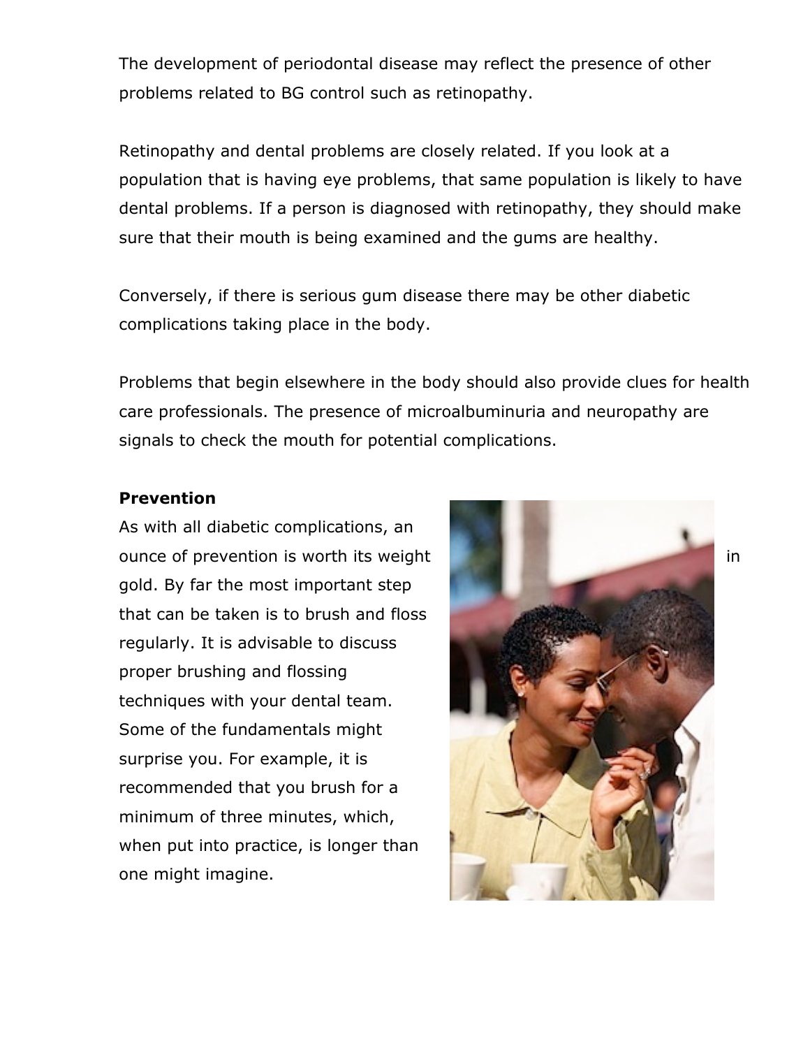The development of periodontal disease may reflect the presence of other problems related to BG control such as retinopathy.

Retinopathy and dental problems are closely related. If you look at a population that is having eye problems, that same population is likely to have dental problems. If a person is diagnosed with retinopathy, they should make sure that their mouth is being examined and the gums are healthy.

Conversely, if there is serious gum disease there may be other diabetic complications taking place in the body.

Problems that begin elsewhere in the body should also provide clues for health care professionals. The presence of microalbuminuria and neuropathy are signals to check the mouth for potential complications.

**Prevention**

As with all diabetic complications, an ounce of prevention is worth its weight in gold. By far the most important step that can be taken is to brush and floss regularly. It is advisable to discuss proper brushing and flossing techniques with your dental team. Some of the fundamentals might surprise you. For example, it is recommended that you brush for a minimum of three minutes, which, when put into practice, is longer than one might imagine.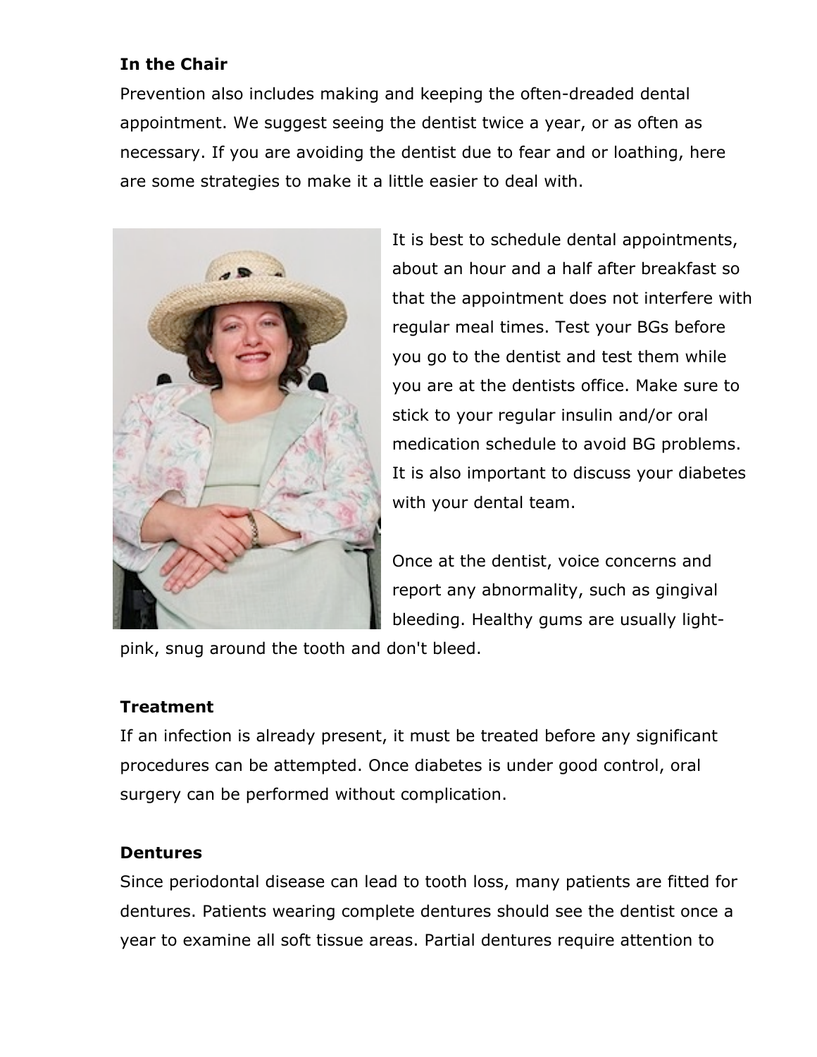**In the Chair**

Prevention also includes making and keeping the often-dreaded dental appointment. We suggest seeing the dentist twice a year, or as often as necessary. If you are avoiding the dentist due to fear and or loathing, here are some strategies to make it a little easier to deal with.

It is best to schedule dental appointments, about an hour and a half after breakfast so that the appointment does not interfere with regular meal times. Test your BGs before you go to the dentist and test them while you are at the dentists office. Make sure to stick to your regular insulin and/or oral medication schedule to avoid BG problems. It is also important to discuss your diabetes with your dental team.

Once at the dentist, voice concerns and report any abnormality, such as gingival bleeding. Healthy gums are usually light-pink, snug around the tooth and don't bleed.

**Treatment**

If an infection is already present, it must be treated before any significant procedures can be attempted. Once diabetes is under good control, oral surgery can be performed without complication.

**Dentures**

Since periodontal disease can lead to tooth loss, many patients are fitted for dentures. Patients wearing complete dentures should see the dentist once a year to examine all soft tissue areas. Partial dentures require attention to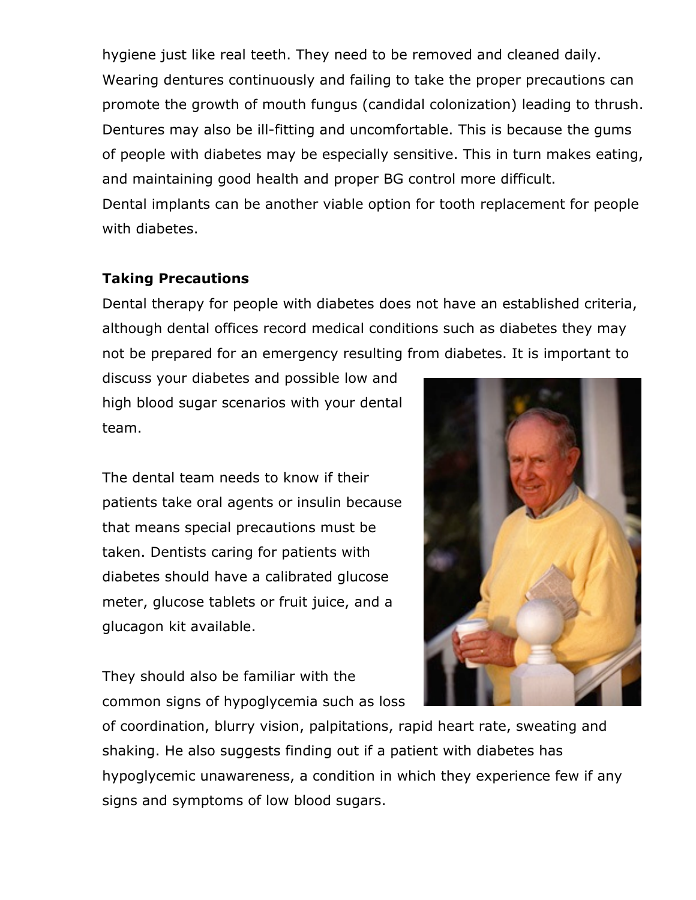hygiene just like real teeth. They need to be removed and cleaned daily. Wearing dentures continuously and failing to take the proper precautions can promote the growth of mouth fungus (candidal colonization) leading to thrush. Dentures may also be ill-fitting and uncomfortable. This is because the gums of people with diabetes may be especially sensitive. This in turn makes eating, and maintaining good health and proper BG control more difficult.
Dental implants can be another viable option for tooth replacement for people with diabetes.

**Taking Precautions**

Dental therapy for people with diabetes does not have an established criteria, although dental offices record medical conditions such as diabetes they may not be prepared for an emergency resulting from diabetes. It is important to discuss your diabetes and possible low and high blood sugar scenarios with your dental team.

The dental team needs to know if their patients take oral agents or insulin because that means special precautions must be taken. Dentists caring for patients with diabetes should have a calibrated glucose meter, glucose tablets or fruit juice, and a glucagon kit available.

They should also be familiar with the common signs of hypoglycemia such as loss of coordination, blurry vision, palpitations, rapid heart rate, sweating and shaking. He also suggests finding out if a patient with diabetes has hypoglycemic unawareness, a condition in which they experience few if any signs and symptoms of low blood sugars.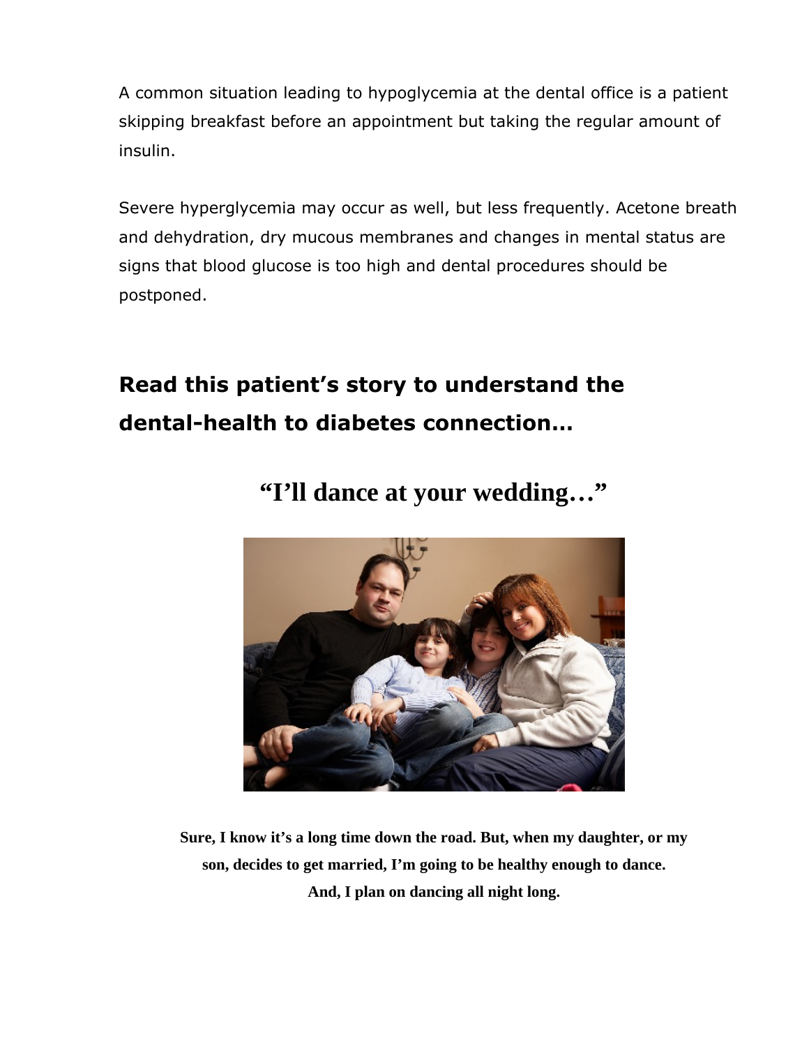A common situation leading to hypoglycemia at the dental office is a patient skipping breakfast before an appointment but taking the regular amount of insulin.

Severe hyperglycemia may occur as well, but less frequently. Acetone breath and dehydration, dry mucous membranes and changes in mental status are signs that blood glucose is too high and dental procedures should be postponed.

## Read this patient's story to understand the dental-health to diabetes connection…

# "I'll dance at your wedding…"

**Sure, I know it's a long time down the road. But, when my daughter, or my son, decides to get married, I'm going to be healthy enough to dance. And, I plan on dancing all night long.**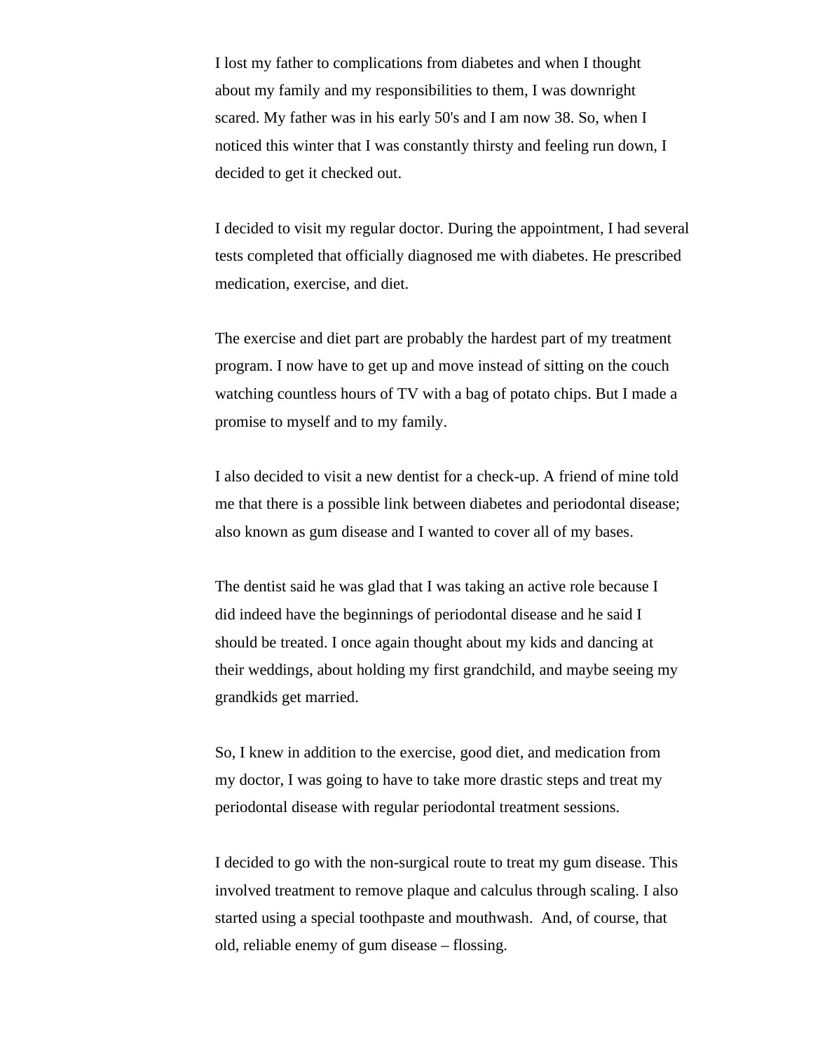I lost my father to complications from diabetes and when I thought about my family and my responsibilities to them, I was downright scared. My father was in his early 50's and I am now 38. So, when I noticed this winter that I was constantly thirsty and feeling run down, I decided to get it checked out.

I decided to visit my regular doctor. During the appointment, I had several tests completed that officially diagnosed me with diabetes. He prescribed medication, exercise, and diet.

The exercise and diet part are probably the hardest part of my treatment program. I now have to get up and move instead of sitting on the couch watching countless hours of TV with a bag of potato chips. But I made a promise to myself and to my family.

I also decided to visit a new dentist for a check-up. A friend of mine told me that there is a possible link between diabetes and periodontal disease; also known as gum disease and I wanted to cover all of my bases.

The dentist said he was glad that I was taking an active role because I did indeed have the beginnings of periodontal disease and he said I should be treated. I once again thought about my kids and dancing at their weddings, about holding my first grandchild, and maybe seeing my grandkids get married.

So, I knew in addition to the exercise, good diet, and medication from my doctor, I was going to have to take more drastic steps and treat my periodontal disease with regular periodontal treatment sessions.

I decided to go with the non-surgical route to treat my gum disease. This involved treatment to remove plaque and calculus through scaling. I also started using a special toothpaste and mouthwash. And, of course, that old, reliable enemy of gum disease – flossing.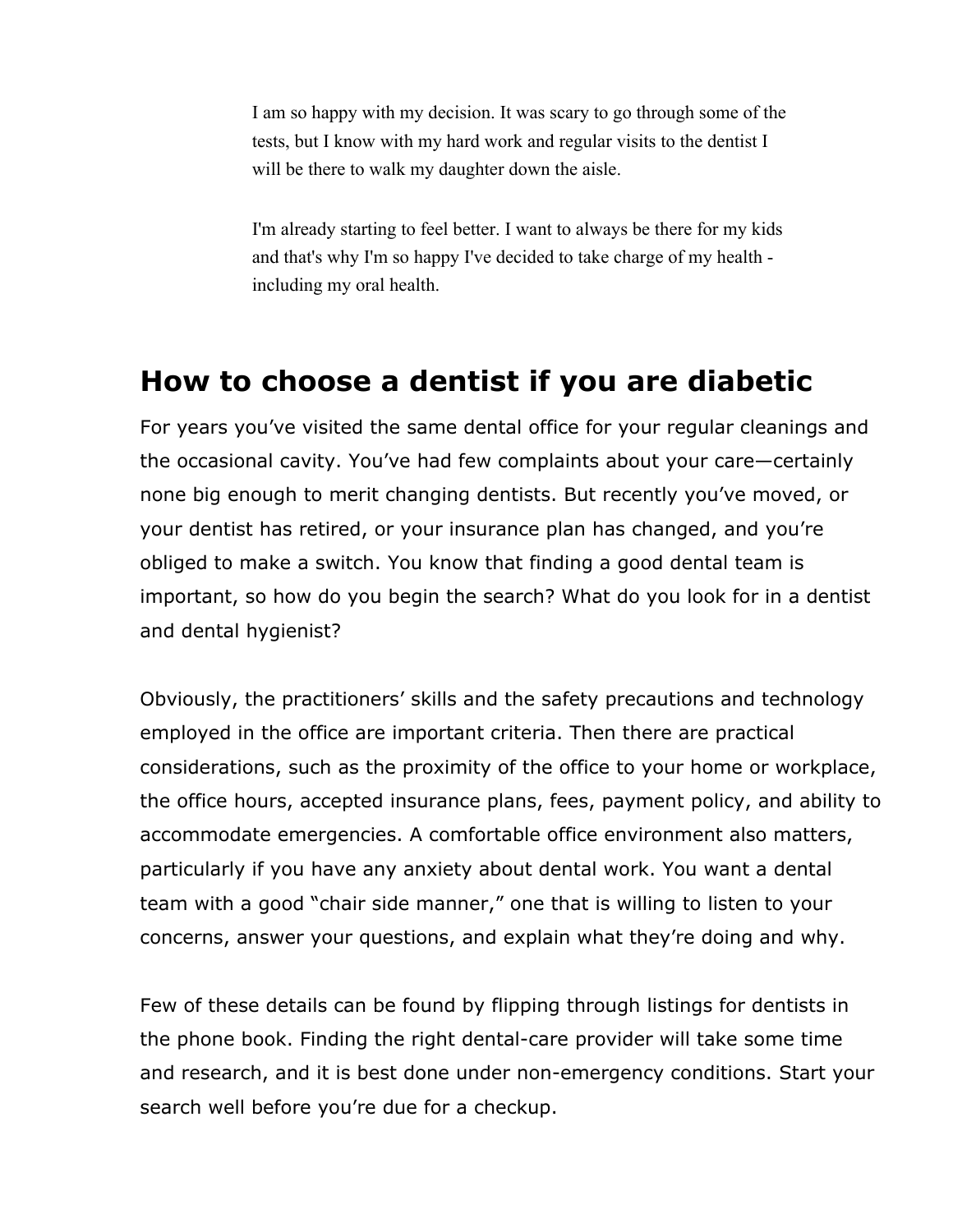I am so happy with my decision. It was scary to go through some of the tests, but I know with my hard work and regular visits to the dentist I will be there to walk my daughter down the aisle.

I'm already starting to feel better. I want to always be there for my kids and that's why I'm so happy I've decided to take charge of my health - including my oral health.

## How to choose a dentist if you are diabetic

For years you've visited the same dental office for your regular cleanings and the occasional cavity. You've had few complaints about your care—certainly none big enough to merit changing dentists. But recently you've moved, or your dentist has retired, or your insurance plan has changed, and you're obliged to make a switch. You know that finding a good dental team is important, so how do you begin the search? What do you look for in a dentist and dental hygienist?

Obviously, the practitioners' skills and the safety precautions and technology employed in the office are important criteria. Then there are practical considerations, such as the proximity of the office to your home or workplace, the office hours, accepted insurance plans, fees, payment policy, and ability to accommodate emergencies. A comfortable office environment also matters, particularly if you have any anxiety about dental work. You want a dental team with a good "chair side manner," one that is willing to listen to your concerns, answer your questions, and explain what they're doing and why.

Few of these details can be found by flipping through listings for dentists in the phone book. Finding the right dental-care provider will take some time and research, and it is best done under non-emergency conditions. Start your search well before you're due for a checkup.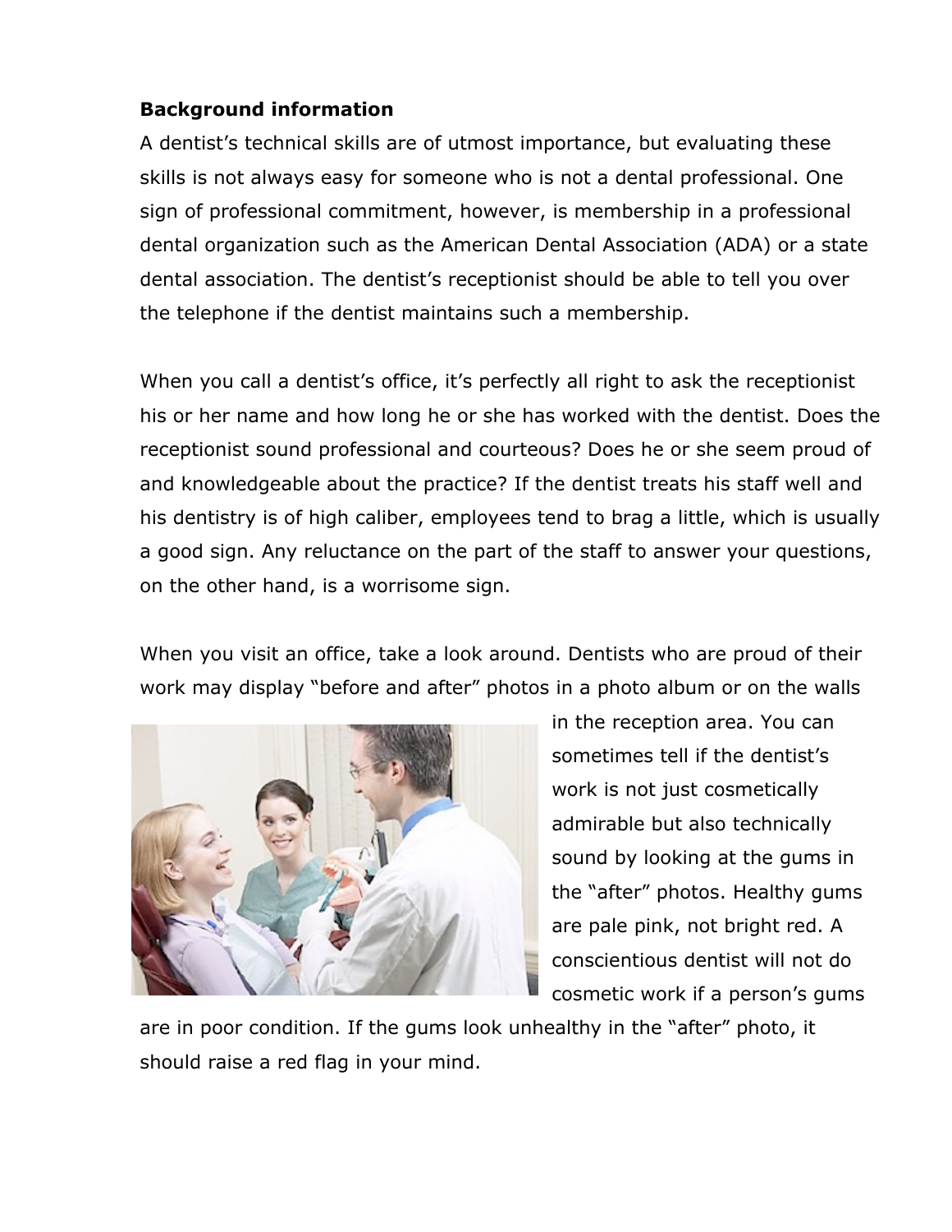**Background information**

A dentist's technical skills are of utmost importance, but evaluating these skills is not always easy for someone who is not a dental professional. One sign of professional commitment, however, is membership in a professional dental organization such as the American Dental Association (ADA) or a state dental association. The dentist's receptionist should be able to tell you over the telephone if the dentist maintains such a membership.

When you call a dentist's office, it's perfectly all right to ask the receptionist his or her name and how long he or she has worked with the dentist. Does the receptionist sound professional and courteous? Does he or she seem proud of and knowledgeable about the practice? If the dentist treats his staff well and his dentistry is of high caliber, employees tend to brag a little, which is usually a good sign. Any reluctance on the part of the staff to answer your questions, on the other hand, is a worrisome sign.

When you visit an office, take a look around. Dentists who are proud of their work may display "before and after" photos in a photo album or on the walls in the reception area. You can sometimes tell if the dentist's work is not just cosmetically admirable but also technically sound by looking at the gums in the "after" photos. Healthy gums are pale pink, not bright red. A conscientious dentist will not do cosmetic work if a person's gums are in poor condition. If the gums look unhealthy in the "after" photo, it should raise a red flag in your mind.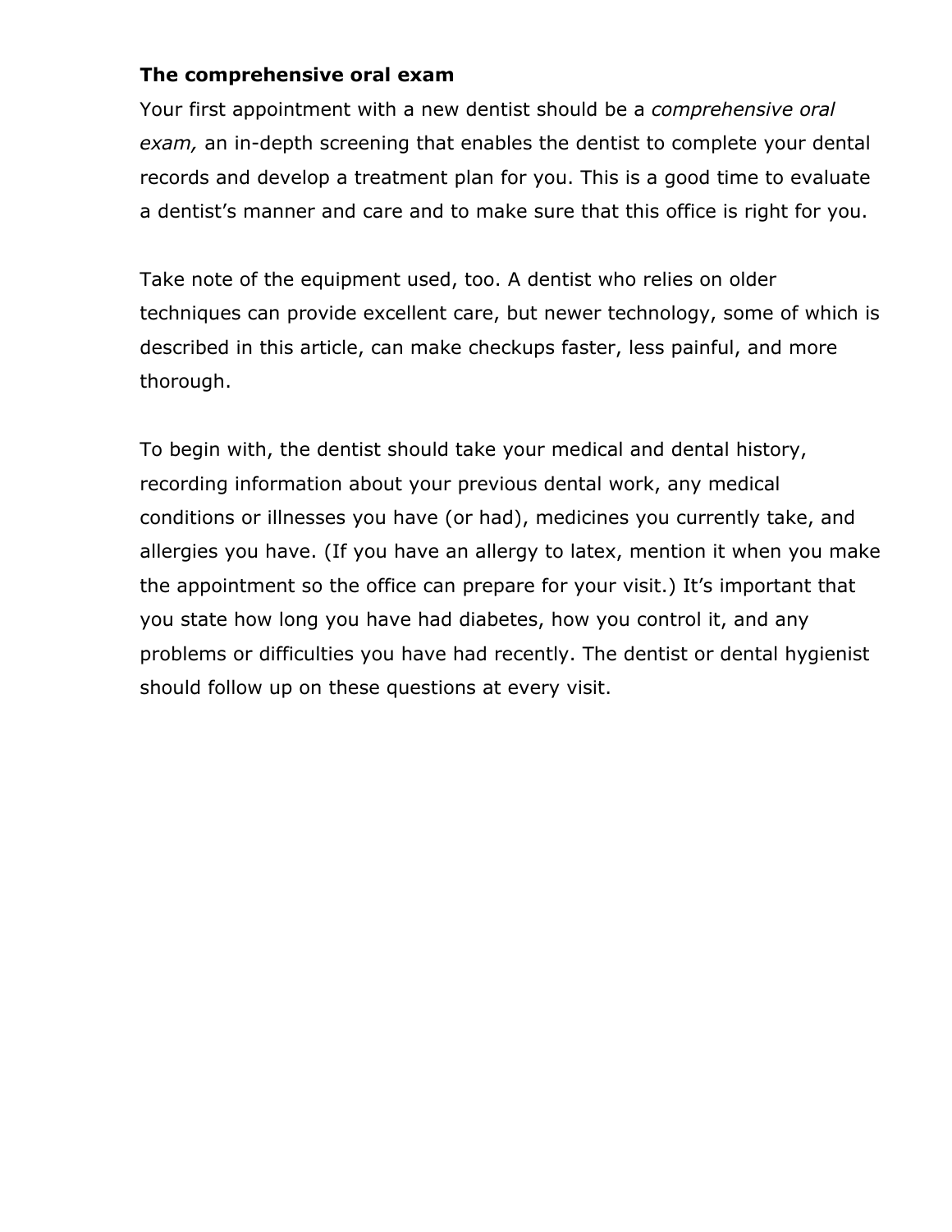**The comprehensive oral exam**

Your first appointment with a new dentist should be a *comprehensive oral exam,* an in-depth screening that enables the dentist to complete your dental records and develop a treatment plan for you. This is a good time to evaluate a dentist's manner and care and to make sure that this office is right for you.

Take note of the equipment used, too. A dentist who relies on older techniques can provide excellent care, but newer technology, some of which is described in this article, can make checkups faster, less painful, and more thorough.

To begin with, the dentist should take your medical and dental history, recording information about your previous dental work, any medical conditions or illnesses you have (or had), medicines you currently take, and allergies you have. (If you have an allergy to latex, mention it when you make the appointment so the office can prepare for your visit.) It's important that you state how long you have had diabetes, how you control it, and any problems or difficulties you have had recently. The dentist or dental hygienist should follow up on these questions at every visit.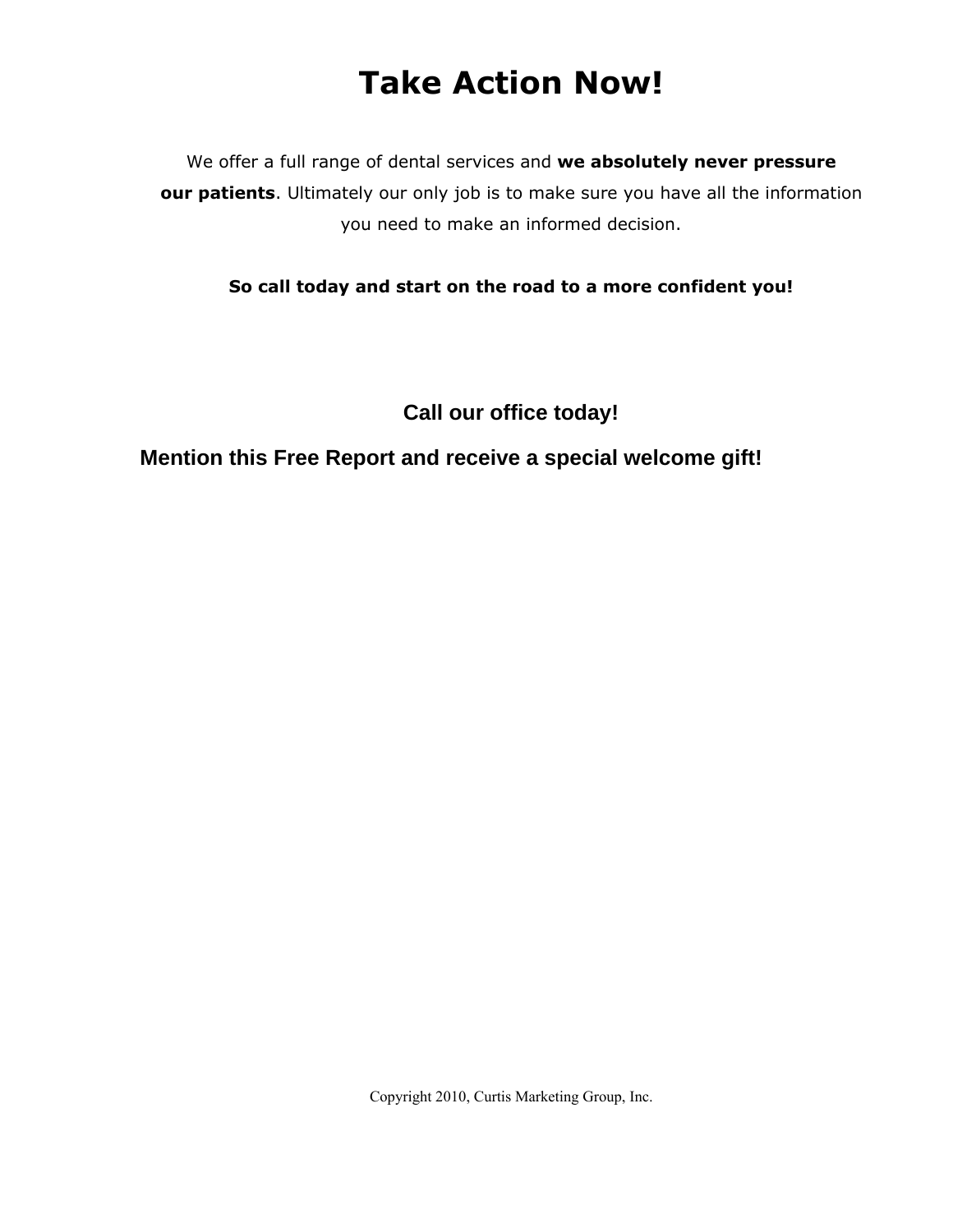# Take Action Now!

We offer a full range of dental services and **we absolutely never pressure our patients**. Ultimately our only job is to make sure you have all the information you need to make an informed decision.

**So call today and start on the road to a more confident you!**

**Call our office today!**

**Mention this Free Report and receive a special welcome gift!**

Copyright 2010, Curtis Marketing Group, Inc.